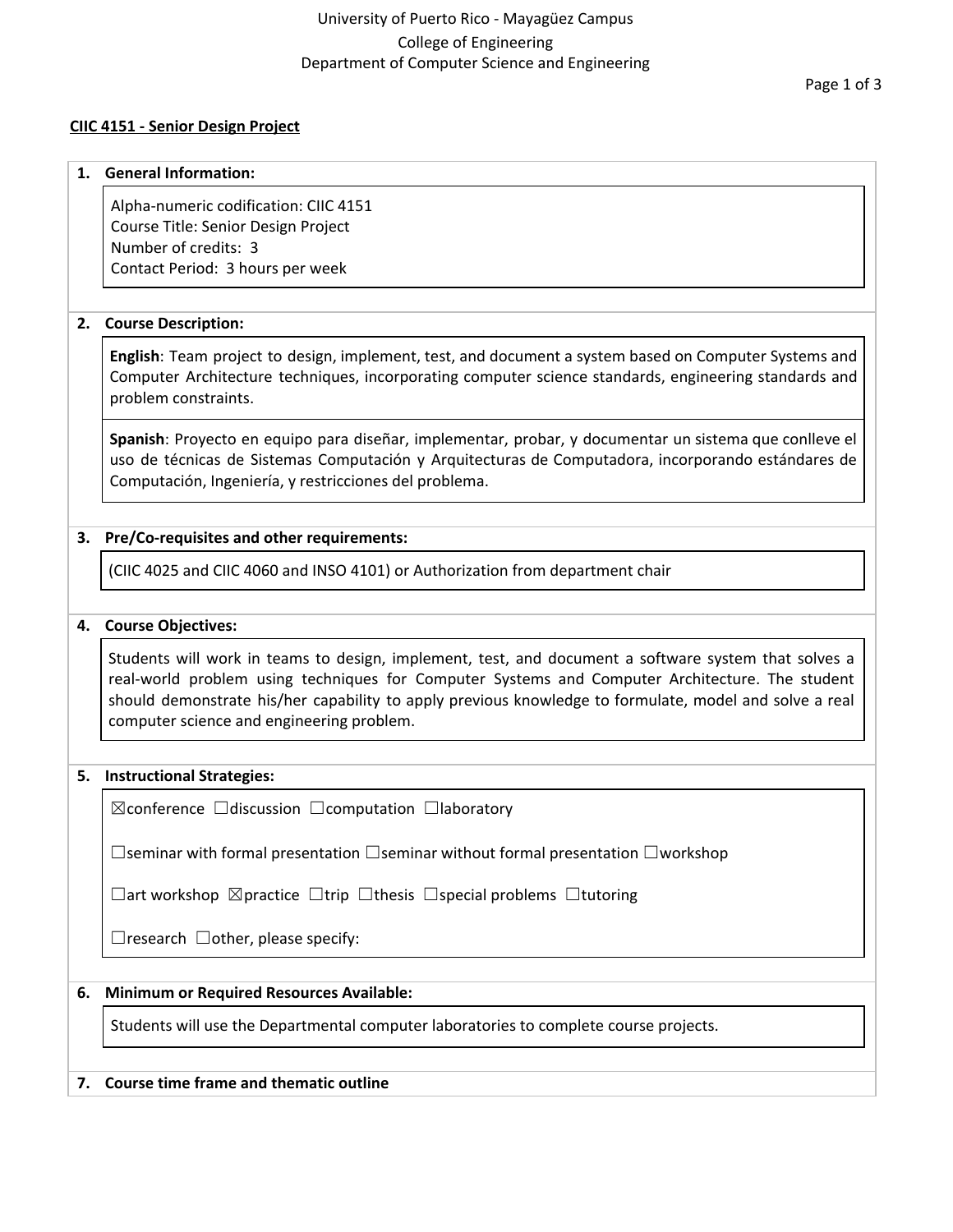University of Puerto Rico - Mayagüez Campus
College of Engineering
Department of Computer Science and Engineering

**CIIC 4151 - Senior Design Project**

**1. General Information:**

Alpha-numeric codification: CIIC 4151
Course Title: Senior Design Project
Number of credits: 3
Contact Period: 3 hours per week

**2. Course Description:**

**English**: Team project to design, implement, test, and document a system based on Computer Systems and Computer Architecture techniques, incorporating computer science standards, engineering standards and problem constraints.

**Spanish**: Proyecto en equipo para diseñar, implementar, probar, y documentar un sistema que conlleve el uso de técnicas de Sistemas Computación y Arquitecturas de Computadora, incorporando estándares de Computación, Ingeniería, y restricciones del problema.

**3. Pre/Co-requisites and other requirements:**

(CIIC 4025 and CIIC 4060 and INSO 4101) or Authorization from department chair

**4. Course Objectives:**

Students will work in teams to design, implement, test, and document a software system that solves a real-world problem using techniques for Computer Systems and Computer Architecture. The student should demonstrate his/her capability to apply previous knowledge to formulate, model and solve a real computer science and engineering problem.

**5. Instructional Strategies:**

☒conference ☐discussion ☐computation ☐laboratory

☐seminar with formal presentation ☐seminar without formal presentation ☐workshop

☐art workshop ☒practice ☐trip ☐thesis ☐special problems ☐tutoring

☐research ☐other, please specify:

**6. Minimum or Required Resources Available:**

Students will use the Departmental computer laboratories to complete course projects.

**7. Course time frame and thematic outline**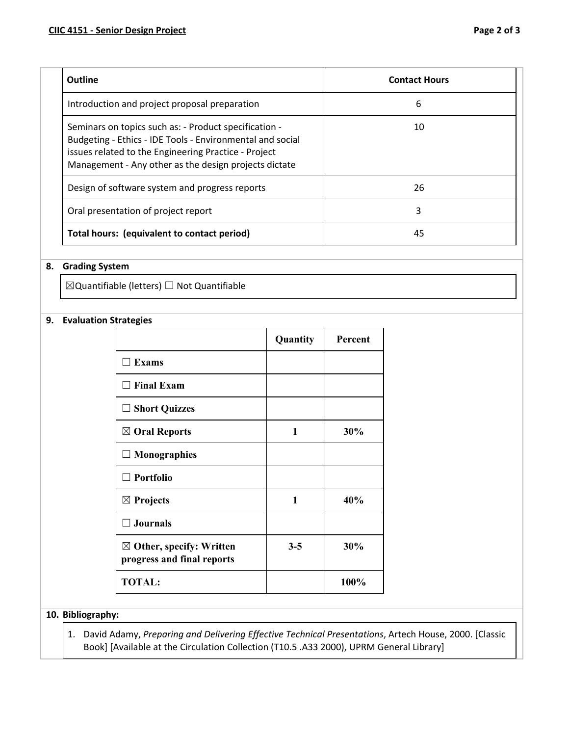| Outline | Contact Hours |
|---|---|
| Introduction and project proposal preparation | 6 |
| Seminars on topics such as: - Product specification - Budgeting - Ethics - IDE Tools - Environmental and social issues related to the Engineering Practice - Project Management - Any other as the design projects dictate | 10 |
| Design of software system and progress reports | 26 |
| Oral presentation of project report | 3 |
| **Total hours: (equivalent to contact period)** | 45 |

## 8. Grading System

☒Quantifiable (letters) ☐ Not Quantifiable

## 9. Evaluation Strategies

| | Quantity | Percent |
|---|---|---|
| ☐ **Exams** | | |
| ☐ **Final Exam** | | |
| ☐ **Short Quizzes** | | |
| ☒ **Oral Reports** | **1** | **30%** |
| ☐ **Monographies** | | |
| ☐ **Portfolio** | | |
| ☒ **Projects** | **1** | **40%** |
| ☐ **Journals** | | |
| ☒ **Other, specify: Written progress and final reports** | **3-5** | **30%** |
| **TOTAL:** | | **100%** |

## 10. Bibliography:

1. David Adamy, *Preparing and Delivering Effective Technical Presentations*, Artech House, 2000. [Classic Book] [Available at the Circulation Collection (T10.5 .A33 2000), UPRM General Library]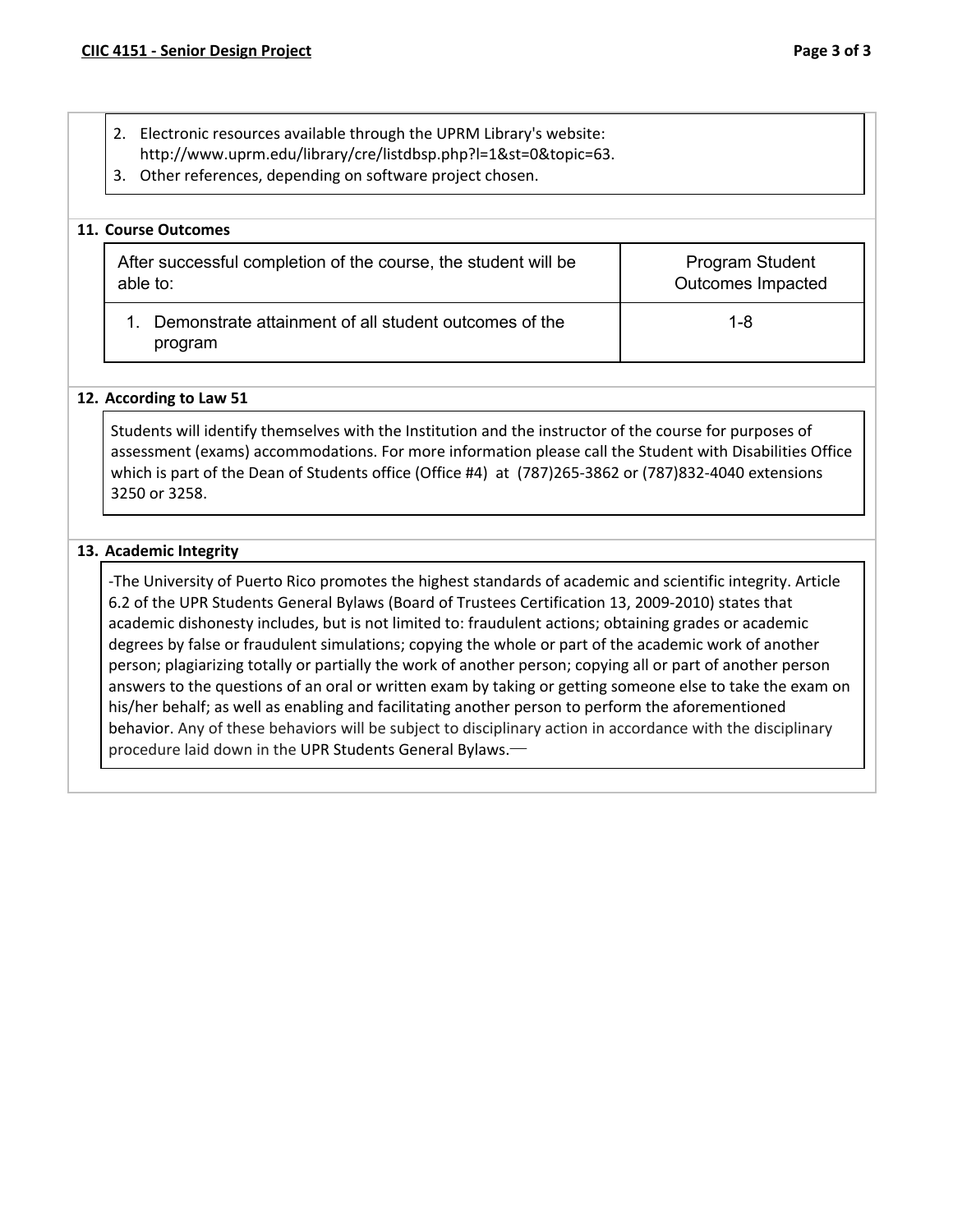2. Electronic resources available through the UPRM Library's website: http://www.uprm.edu/library/cre/listdbsp.php?l=1&st=0&topic=63.
3. Other references, depending on software project chosen.

## 11. Course Outcomes

| After successful completion of the course, the student will be able to: | Program Student Outcomes Impacted |
|---|---|
| 1. Demonstrate attainment of all student outcomes of the program | 1-8 |

## 12. According to Law 51

Students will identify themselves with the Institution and the instructor of the course for purposes of assessment (exams) accommodations. For more information please call the Student with Disabilities Office which is part of the Dean of Students office (Office #4) at (787)265-3862 or (787)832-4040 extensions 3250 or 3258.

## 13. Academic Integrity

-The University of Puerto Rico promotes the highest standards of academic and scientific integrity. Article 6.2 of the UPR Students General Bylaws (Board of Trustees Certification 13, 2009-2010) states that academic dishonesty includes, but is not limited to: fraudulent actions; obtaining grades or academic degrees by false or fraudulent simulations; copying the whole or part of the academic work of another person; plagiarizing totally or partially the work of another person; copying all or part of another person answers to the questions of an oral or written exam by taking or getting someone else to take the exam on his/her behalf; as well as enabling and facilitating another person to perform the aforementioned behavior. Any of these behaviors will be subject to disciplinary action in accordance with the disciplinary procedure laid down in the UPR Students General Bylaws.—